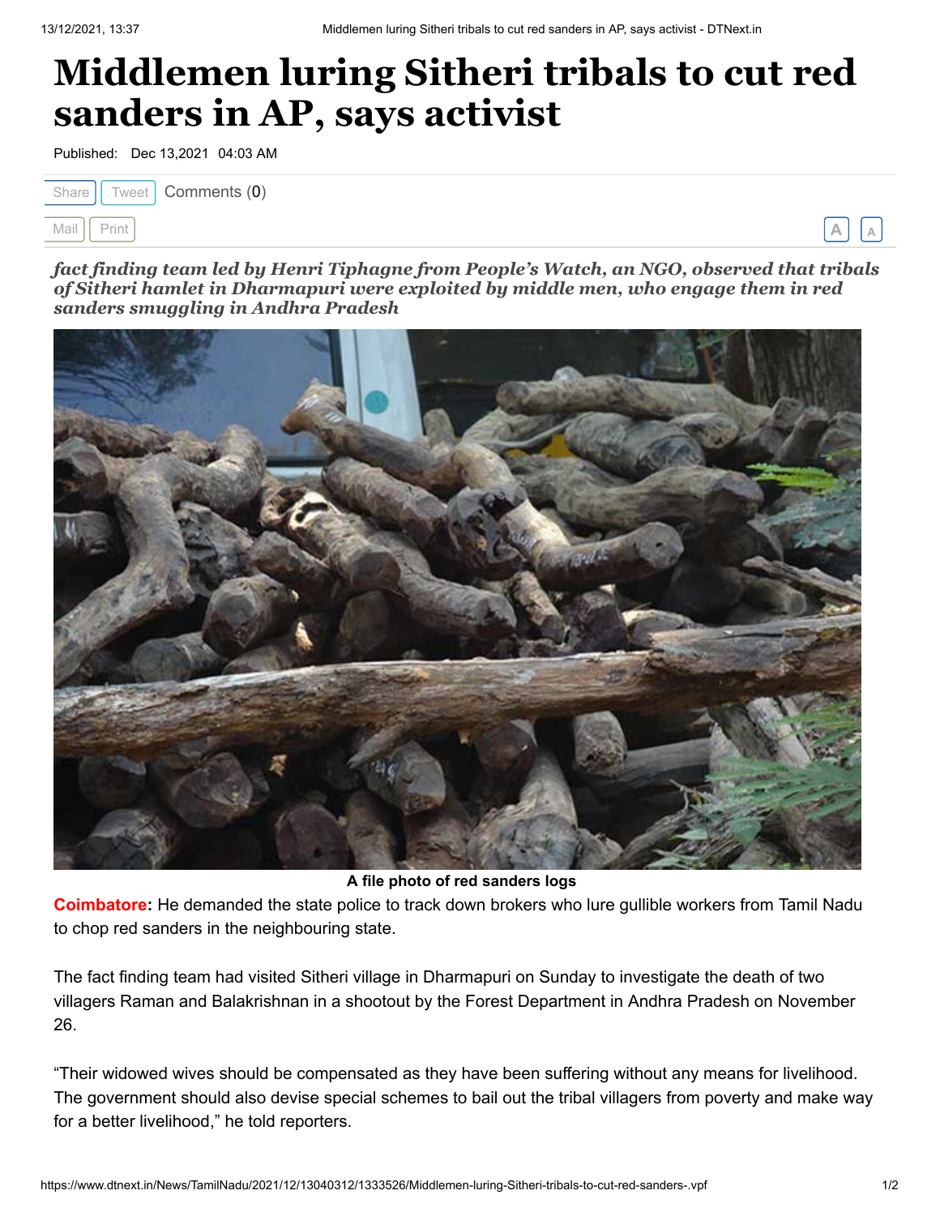# Middlemen luring Sitheri tribals to cut red sanders in AP, says activist

Published: Dec 13,2021 04:03 AM

*fact finding team led by Henri Tiphagne from People's Watch, an NGO, observed that tribals of Sitheri hamlet in Dharmapuri were exploited by middle men, who engage them in red sanders smuggling in Andhra Pradesh*

A file photo of red sanders logs

**Coimbatore:** He demanded the state police to track down brokers who lure gullible workers from Tamil Nadu to chop red sanders in the neighbouring state.

The fact finding team had visited Sitheri village in Dharmapuri on Sunday to investigate the death of two villagers Raman and Balakrishnan in a shootout by the Forest Department in Andhra Pradesh on November 26.

"Their widowed wives should be compensated as they have been suffering without any means for livelihood. The government should also devise special schemes to bail out the tribal villagers from poverty and make way for a better livelihood," he told reporters.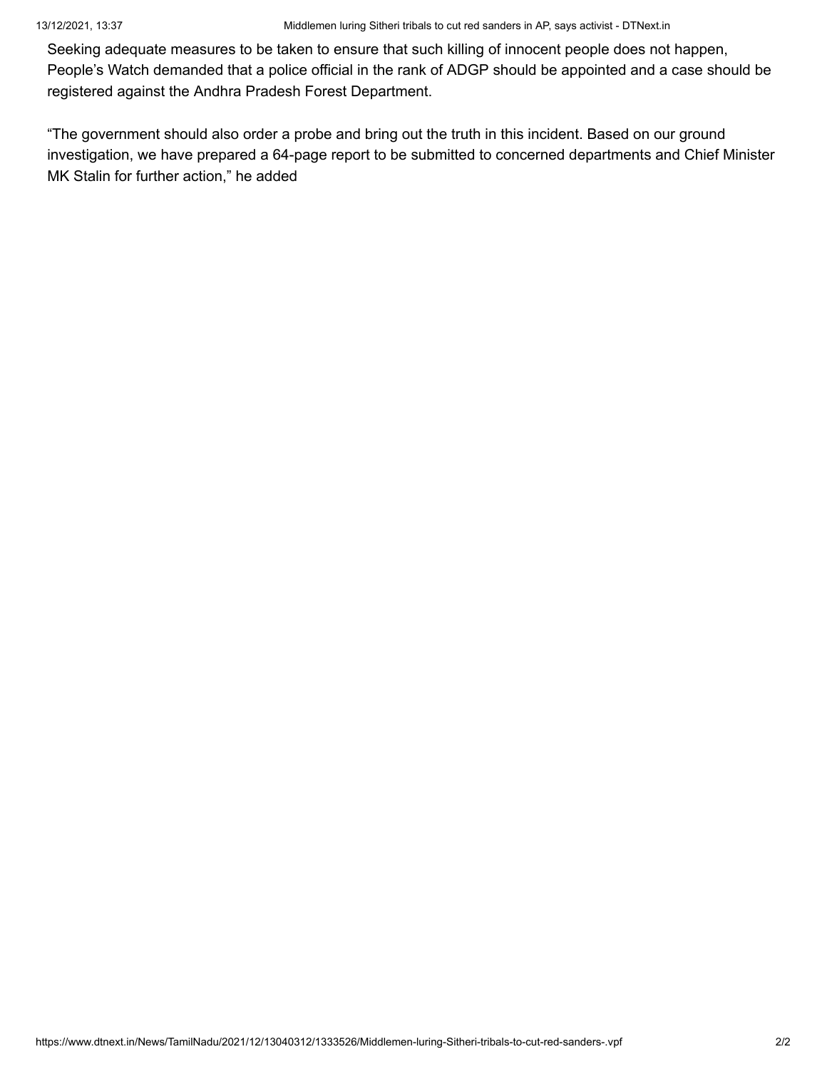Seeking adequate measures to be taken to ensure that such killing of innocent people does not happen, People's Watch demanded that a police official in the rank of ADGP should be appointed and a case should be registered against the Andhra Pradesh Forest Department.

"The government should also order a probe and bring out the truth in this incident. Based on our ground investigation, we have prepared a 64-page report to be submitted to concerned departments and Chief Minister MK Stalin for further action," he added